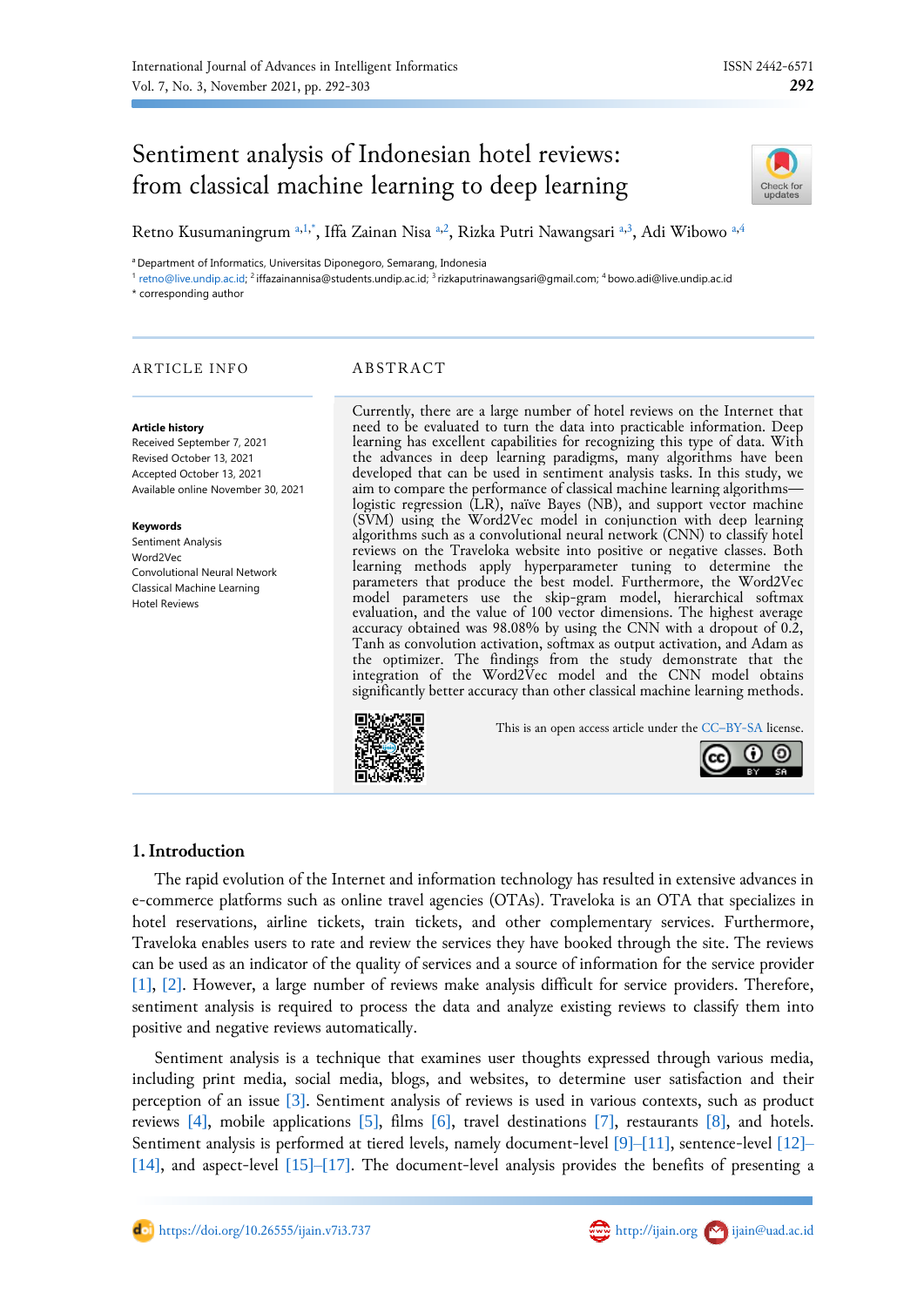# Sentiment analysis of Indonesian hotel reviews: from classical machine learning to deep learning

Retno Kusumaningrum [a,1,*], Iffa Zainan Nisa [a,2], Rizka Putri Nawangsari [a,3], Adi Wibowo [a,4]

[a] Department of Informatics, Universitas Diponegoro, Semarang, Indonesia

[1] retno@live.undip.ac.id; [2] iffazainannisa@students.undip.ac.id; [3] rizkaputrinawangsari@gmail.com; [4] bowo.adi@live.undip.ac.id

* corresponding author

## ARTICLE INFO

**Article history**

Received September 7, 2021
Revised October 13, 2021
Accepted October 13, 2021
Available online November 30, 2021

**Keywords**

Sentiment Analysis
Word2Vec
Convolutional Neural Network
Classical Machine Learning
Hotel Reviews

## ABSTRACT

Currently, there are a large number of hotel reviews on the Internet that need to be evaluated to turn the data into practicable information. Deep learning has excellent capabilities for recognizing this type of data. With the advances in deep learning paradigms, many algorithms have been developed that can be used in sentiment analysis tasks. In this study, we aim to compare the performance of classical machine learning algorithms—logistic regression (LR), naïve Bayes (NB), and support vector machine (SVM) using the Word2Vec model in conjunction with deep learning algorithms such as a convolutional neural network (CNN) to classify hotel reviews on the Traveloka website into positive or negative classes. Both learning methods apply hyperparameter tuning to determine the parameters that produce the best model. Furthermore, the Word2Vec model parameters use the skip-gram model, hierarchical softmax evaluation, and the value of 100 vector dimensions. The highest average accuracy obtained was 98.08% by using the CNN with a dropout of 0.2, Tanh as convolution activation, softmax as output activation, and Adam as the optimizer. The findings from the study demonstrate that the integration of the Word2Vec model and the CNN model obtains significantly better accuracy than other classical machine learning methods.

This is an open access article under the CC–BY-SA license.

## 1. Introduction

The rapid evolution of the Internet and information technology has resulted in extensive advances in e-commerce platforms such as online travel agencies (OTAs). Traveloka is an OTA that specializes in hotel reservations, airline tickets, train tickets, and other complementary services. Furthermore, Traveloka enables users to rate and review the services they have booked through the site. The reviews can be used as an indicator of the quality of services and a source of information for the service provider [1], [2]. However, a large number of reviews make analysis difficult for service providers. Therefore, sentiment analysis is required to process the data and analyze existing reviews to classify them into positive and negative reviews automatically.

Sentiment analysis is a technique that examines user thoughts expressed through various media, including print media, social media, blogs, and websites, to determine user satisfaction and their perception of an issue [3]. Sentiment analysis of reviews is used in various contexts, such as product reviews [4], mobile applications [5], films [6], travel destinations [7], restaurants [8], and hotels. Sentiment analysis is performed at tiered levels, namely document-level [9]–[11], sentence-level [12]–[14], and aspect-level [15]–[17]. The document-level analysis provides the benefits of presenting a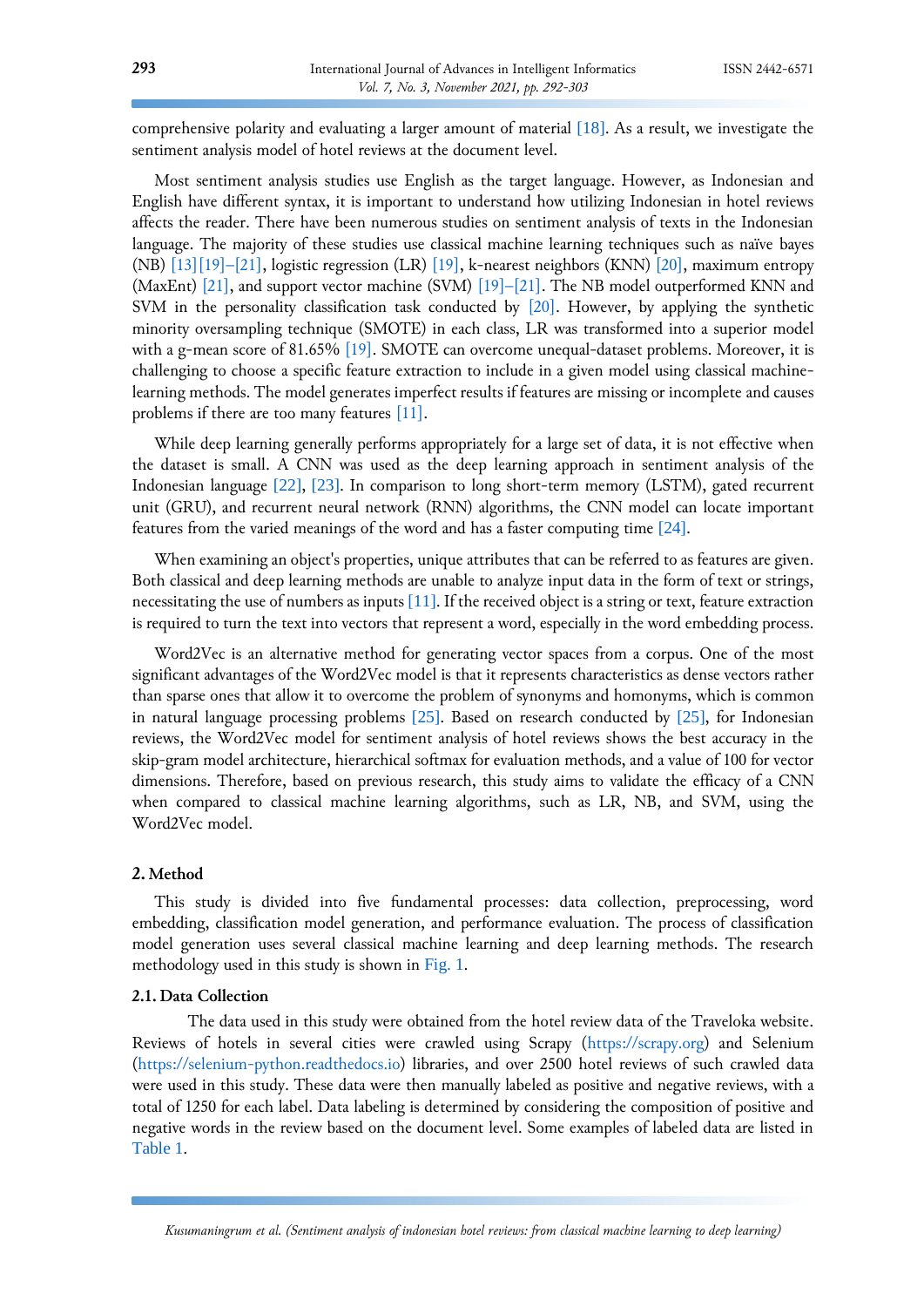comprehensive polarity and evaluating a larger amount of material [18]. As a result, we investigate the sentiment analysis model of hotel reviews at the document level.

Most sentiment analysis studies use English as the target language. However, as Indonesian and English have different syntax, it is important to understand how utilizing Indonesian in hotel reviews affects the reader. There have been numerous studies on sentiment analysis of texts in the Indonesian language. The majority of these studies use classical machine learning techniques such as naïve bayes (NB) [13][19]–[21], logistic regression (LR) [19], k-nearest neighbors (KNN) [20], maximum entropy (MaxEnt) [21], and support vector machine (SVM) [19]–[21]. The NB model outperformed KNN and SVM in the personality classification task conducted by [20]. However, by applying the synthetic minority oversampling technique (SMOTE) in each class, LR was transformed into a superior model with a g-mean score of 81.65% [19]. SMOTE can overcome unequal-dataset problems. Moreover, it is challenging to choose a specific feature extraction to include in a given model using classical machine-learning methods. The model generates imperfect results if features are missing or incomplete and causes problems if there are too many features [11].

While deep learning generally performs appropriately for a large set of data, it is not effective when the dataset is small. A CNN was used as the deep learning approach in sentiment analysis of the Indonesian language [22], [23]. In comparison to long short-term memory (LSTM), gated recurrent unit (GRU), and recurrent neural network (RNN) algorithms, the CNN model can locate important features from the varied meanings of the word and has a faster computing time [24].

When examining an object's properties, unique attributes that can be referred to as features are given. Both classical and deep learning methods are unable to analyze input data in the form of text or strings, necessitating the use of numbers as inputs [11]. If the received object is a string or text, feature extraction is required to turn the text into vectors that represent a word, especially in the word embedding process.

Word2Vec is an alternative method for generating vector spaces from a corpus. One of the most significant advantages of the Word2Vec model is that it represents characteristics as dense vectors rather than sparse ones that allow it to overcome the problem of synonyms and homonyms, which is common in natural language processing problems [25]. Based on research conducted by [25], for Indonesian reviews, the Word2Vec model for sentiment analysis of hotel reviews shows the best accuracy in the skip-gram model architecture, hierarchical softmax for evaluation methods, and a value of 100 for vector dimensions. Therefore, based on previous research, this study aims to validate the efficacy of a CNN when compared to classical machine learning algorithms, such as LR, NB, and SVM, using the Word2Vec model.

## 2. Method

This study is divided into five fundamental processes: data collection, preprocessing, word embedding, classification model generation, and performance evaluation. The process of classification model generation uses several classical machine learning and deep learning methods. The research methodology used in this study is shown in Fig. 1.

### 2.1. Data Collection

The data used in this study were obtained from the hotel review data of the Traveloka website. Reviews of hotels in several cities were crawled using Scrapy (https://scrapy.org) and Selenium (https://selenium-python.readthedocs.io) libraries, and over 2500 hotel reviews of such crawled data were used in this study. These data were then manually labeled as positive and negative reviews, with a total of 1250 for each label. Data labeling is determined by considering the composition of positive and negative words in the review based on the document level. Some examples of labeled data are listed in Table 1.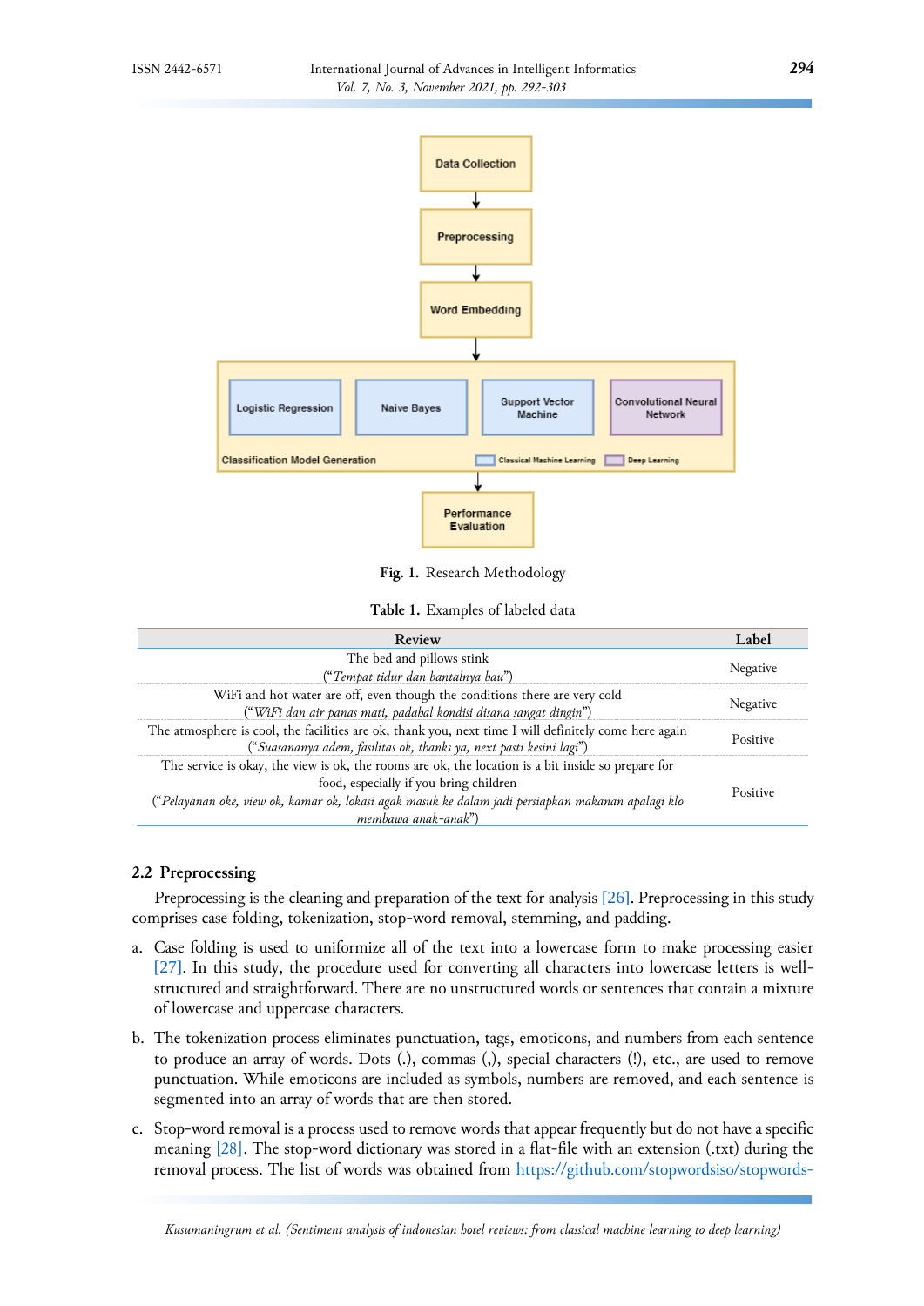Fig. 1. Research Methodology

Table 1. Examples of labeled data

| Review | Label |
|---|---|
| The bed and pillows stink (“*Tempat tidur dan bantalnya bau*”) | Negative |
| WiFi and hot water are off, even though the conditions there are very cold (“*WiFi dan air panas mati, padahal kondisi disana sangat dingin*”) | Negative |
| The atmosphere is cool, the facilities are ok, thank you, next time I will definitely come here again (“*Suasananya adem, fasilitas ok, thanks ya, next pasti kesini lagi*”) | Positive |
| The service is okay, the view is ok, the rooms are ok, the location is a bit inside so prepare for food, especially if you bring children (“*Pelayanan oke, view ok, kamar ok, lokasi agak masuk ke dalam jadi persiapkan makanan apalagi klo membawa anak-anak*”) | Positive |

### 2.2 Preprocessing

Preprocessing is the cleaning and preparation of the text for analysis [26]. Preprocessing in this study comprises case folding, tokenization, stop-word removal, stemming, and padding.

a. Case folding is used to uniformize all of the text into a lowercase form to make processing easier [27]. In this study, the procedure used for converting all characters into lowercase letters is well-structured and straightforward. There are no unstructured words or sentences that contain a mixture of lowercase and uppercase characters.

b. The tokenization process eliminates punctuation, tags, emoticons, and numbers from each sentence to produce an array of words. Dots (.), commas (,), special characters (!), etc., are used to remove punctuation. While emoticons are included as symbols, numbers are removed, and each sentence is segmented into an array of words that are then stored.

c. Stop-word removal is a process used to remove words that appear frequently but do not have a specific meaning [28]. The stop-word dictionary was stored in a flat-file with an extension (.txt) during the removal process. The list of words was obtained from https://github.com/stopwordsiso/stopwords-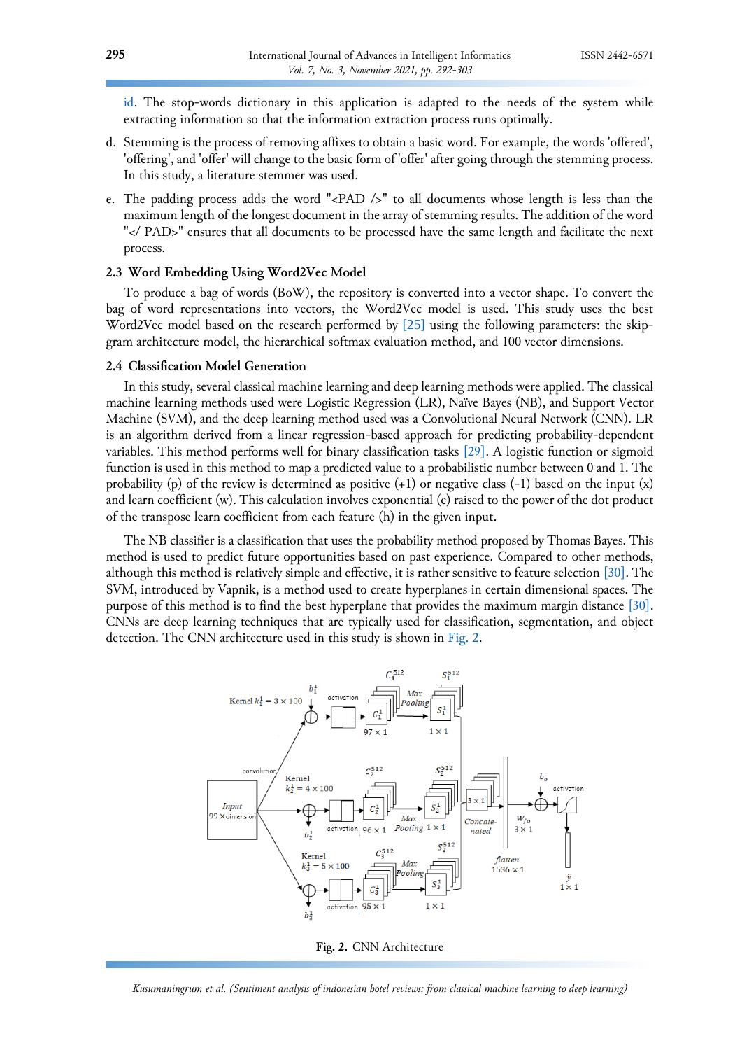id. The stop-words dictionary in this application is adapted to the needs of the system while extracting information so that the information extraction process runs optimally.

d. Stemming is the process of removing affixes to obtain a basic word. For example, the words 'offered', 'offering', and 'offer' will change to the basic form of 'offer' after going through the stemming process. In this study, a literature stemmer was used.

e. The padding process adds the word "<PAD />" to all documents whose length is less than the maximum length of the longest document in the array of stemming results. The addition of the word "</ PAD>" ensures that all documents to be processed have the same length and facilitate the next process.

### 2.3 Word Embedding Using Word2Vec Model

To produce a bag of words (BoW), the repository is converted into a vector shape. To convert the bag of word representations into vectors, the Word2Vec model is used. This study uses the best Word2Vec model based on the research performed by [25] using the following parameters: the skip-gram architecture model, the hierarchical softmax evaluation method, and 100 vector dimensions.

### 2.4 Classification Model Generation

In this study, several classical machine learning and deep learning methods were applied. The classical machine learning methods used were Logistic Regression (LR), Naïve Bayes (NB), and Support Vector Machine (SVM), and the deep learning method used was a Convolutional Neural Network (CNN). LR is an algorithm derived from a linear regression-based approach for predicting probability-dependent variables. This method performs well for binary classification tasks [29]. A logistic function or sigmoid function is used in this method to map a predicted value to a probabilistic number between 0 and 1. The probability (p) of the review is determined as positive (+1) or negative class (-1) based on the input (x) and learn coefficient (w). This calculation involves exponential (e) raised to the power of the dot product of the transpose learn coefficient from each feature (h) in the given input.

The NB classifier is a classification that uses the probability method proposed by Thomas Bayes. This method is used to predict future opportunities based on past experience. Compared to other methods, although this method is relatively simple and effective, it is rather sensitive to feature selection [30]. The SVM, introduced by Vapnik, is a method used to create hyperplanes in certain dimensional spaces. The purpose of this method is to find the best hyperplane that provides the maximum margin distance [30]. CNNs are deep learning techniques that are typically used for classification, segmentation, and object detection. The CNN architecture used in this study is shown in Fig. 2.

**Fig. 2.** CNN Architecture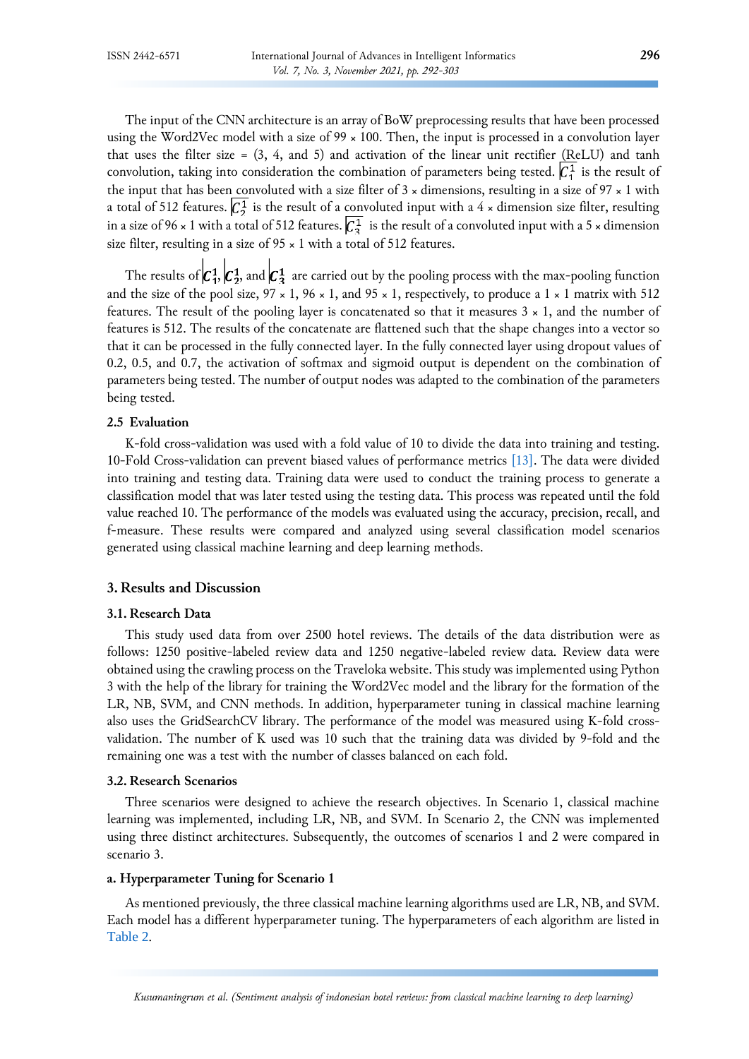The input of the CNN architecture is an array of BoW preprocessing results that have been processed using the Word2Vec model with a size of 99 × 100. Then, the input is processed in a convolution layer that uses the filter size = (3, 4, and 5) and activation of the linear unit rectifier (ReLU) and tanh convolution, taking into consideration the combination of parameters being tested. $C_1^1$ is the result of the input that has been convoluted with a size filter of 3 × dimensions, resulting in a size of 97 × 1 with a total of 512 features. $C_2^1$ is the result of a convoluted input with a 4 × dimension size filter, resulting in a size of 96 × 1 with a total of 512 features. $C_3^1$ is the result of a convoluted input with a 5 × dimension size filter, resulting in a size of 95 × 1 with a total of 512 features.

The results of $C_1^1$, $C_2^1$, and $C_3^1$ are carried out by the pooling process with the max-pooling function and the size of the pool size, 97 × 1, 96 × 1, and 95 × 1, respectively, to produce a 1 × 1 matrix with 512 features. The result of the pooling layer is concatenated so that it measures 3 × 1, and the number of features is 512. The results of the concatenate are flattened such that the shape changes into a vector so that it can be processed in the fully connected layer. In the fully connected layer using dropout values of 0.2, 0.5, and 0.7, the activation of softmax and sigmoid output is dependent on the combination of parameters being tested. The number of output nodes was adapted to the combination of the parameters being tested.

### 2.5 Evaluation

K-fold cross-validation was used with a fold value of 10 to divide the data into training and testing. 10-Fold Cross-validation can prevent biased values of performance metrics [13]. The data were divided into training and testing data. Training data were used to conduct the training process to generate a classification model that was later tested using the testing data. This process was repeated until the fold value reached 10. The performance of the models was evaluated using the accuracy, precision, recall, and f-measure. These results were compared and analyzed using several classification model scenarios generated using classical machine learning and deep learning methods.

## 3. Results and Discussion

### 3.1. Research Data

This study used data from over 2500 hotel reviews. The details of the data distribution were as follows: 1250 positive-labeled review data and 1250 negative-labeled review data. Review data were obtained using the crawling process on the Traveloka website. This study was implemented using Python 3 with the help of the library for training the Word2Vec model and the library for the formation of the LR, NB, SVM, and CNN methods. In addition, hyperparameter tuning in classical machine learning also uses the GridSearchCV library. The performance of the model was measured using K-fold cross-validation. The number of K used was 10 such that the training data was divided by 9-fold and the remaining one was a test with the number of classes balanced on each fold.

### 3.2. Research Scenarios

Three scenarios were designed to achieve the research objectives. In Scenario 1, classical machine learning was implemented, including LR, NB, and SVM. In Scenario 2, the CNN was implemented using three distinct architectures. Subsequently, the outcomes of scenarios 1 and 2 were compared in scenario 3.

#### a. Hyperparameter Tuning for Scenario 1

As mentioned previously, the three classical machine learning algorithms used are LR, NB, and SVM. Each model has a different hyperparameter tuning. The hyperparameters of each algorithm are listed in Table 2.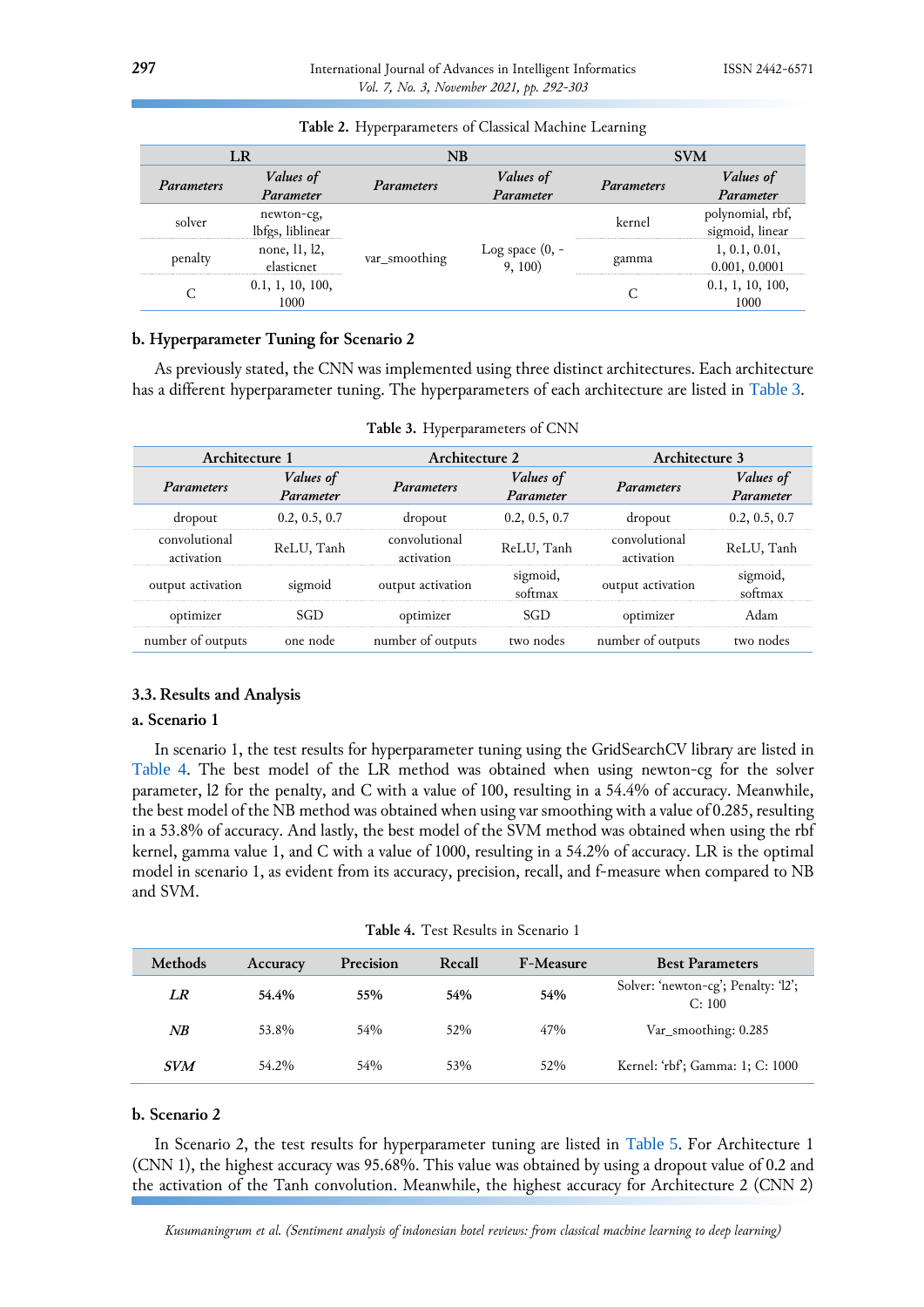**Table 2.** Hyperparameters of Classical Machine Learning

| LR | | NB | | SVM | |
|---|---|---|---|---|---|
| *Parameters* | *Values of Parameter* | *Parameters* | *Values of Parameter* | *Parameters* | *Values of Parameter* |
| solver | newton-cg, lbfgs, liblinear | var_smoothing | Log space (0, -9, 100) | kernel | polynomial, rbf, sigmoid, linear |
| penalty | none, l1, l2, elasticnet | | | gamma | 1, 0.1, 0.01, 0.001, 0.0001 |
| C | 0.1, 1, 10, 100, 1000 | | | C | 0.1, 1, 10, 100, 1000 |

### b. Hyperparameter Tuning for Scenario 2

As previously stated, the CNN was implemented using three distinct architectures. Each architecture has a different hyperparameter tuning. The hyperparameters of each architecture are listed in Table 3.

**Table 3.** Hyperparameters of CNN

| Architecture 1 | | Architecture 2 | | Architecture 3 | |
|---|---|---|---|---|---|
| *Parameters* | *Values of Parameter* | *Parameters* | *Values of Parameter* | *Parameters* | *Values of Parameter* |
| dropout | 0.2, 0.5, 0.7 | dropout | 0.2, 0.5, 0.7 | dropout | 0.2, 0.5, 0.7 |
| convolutional activation | ReLU, Tanh | convolutional activation | ReLU, Tanh | convolutional activation | ReLU, Tanh |
| output activation | sigmoid | output activation | sigmoid, softmax | output activation | sigmoid, softmax |
| optimizer | SGD | optimizer | SGD | optimizer | Adam |
| number of outputs | one node | number of outputs | two nodes | number of outputs | two nodes |

## 3.3. Results and Analysis

### a. Scenario 1

In scenario 1, the test results for hyperparameter tuning using the GridSearchCV library are listed in Table 4. The best model of the LR method was obtained when using newton-cg for the solver parameter, l2 for the penalty, and C with a value of 100, resulting in a 54.4% of accuracy. Meanwhile, the best model of the NB method was obtained when using var smoothing with a value of 0.285, resulting in a 53.8% of accuracy. And lastly, the best model of the SVM method was obtained when using the rbf kernel, gamma value 1, and C with a value of 1000, resulting in a 54.2% of accuracy. LR is the optimal model in scenario 1, as evident from its accuracy, precision, recall, and f-measure when compared to NB and SVM.

**Table 4.** Test Results in Scenario 1

| Methods | Accuracy | Precision | Recall | F-Measure | Best Parameters |
|---|---|---|---|---|---|
| ***LR*** | **54.4%** | **55%** | **54%** | **54%** | Solver: 'newton-cg'; Penalty: 'l2'; C: 100 |
| ***NB*** | 53.8% | 54% | 52% | 47% | Var_smoothing: 0.285 |
| ***SVM*** | 54.2% | 54% | 53% | 52% | Kernel: 'rbf'; Gamma: 1; C: 1000 |

### b. Scenario 2

In Scenario 2, the test results for hyperparameter tuning are listed in Table 5. For Architecture 1 (CNN 1), the highest accuracy was 95.68%. This value was obtained by using a dropout value of 0.2 and the activation of the Tanh convolution. Meanwhile, the highest accuracy for Architecture 2 (CNN 2)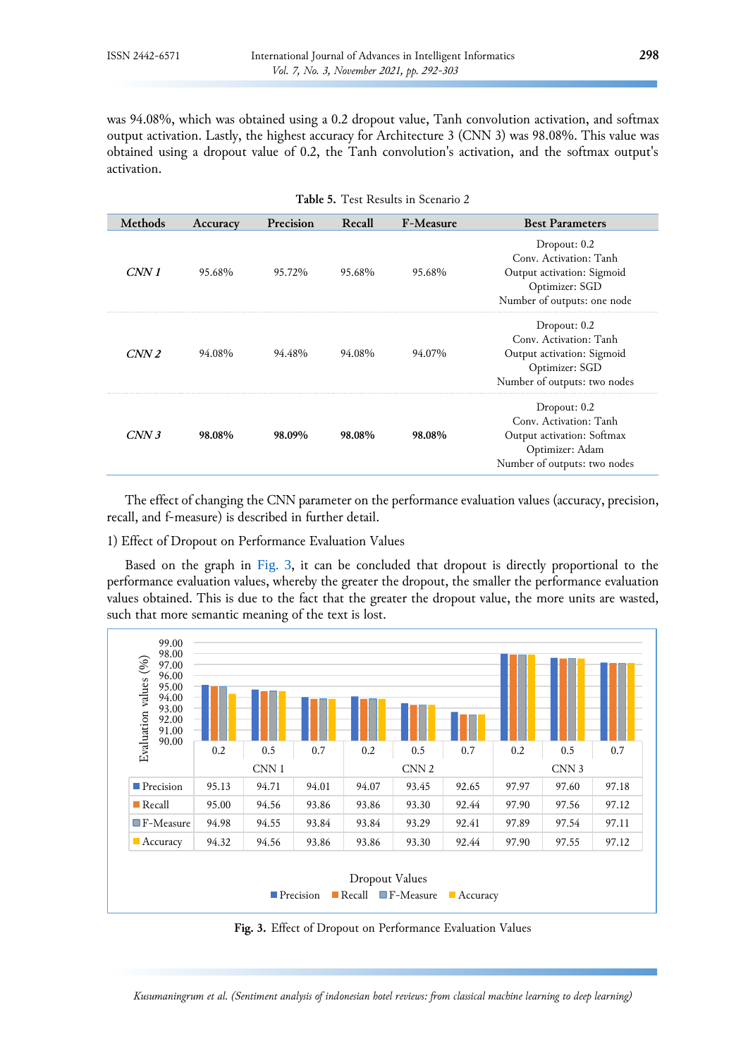was 94.08%, which was obtained using a 0.2 dropout value, Tanh convolution activation, and softmax output activation. Lastly, the highest accuracy for Architecture 3 (CNN 3) was 98.08%. This value was obtained using a dropout value of 0.2, the Tanh convolution's activation, and the softmax output's activation.

**Table 5.** Test Results in Scenario 2

| Methods | Accuracy | Precision | Recall | F-Measure | Best Parameters |
|---|---|---|---|---|---|
| *CNN 1* | 95.68% | 95.72% | 95.68% | 95.68% | Dropout: 0.2<br>Conv. Activation: Tanh<br>Output activation: Sigmoid<br>Optimizer: SGD<br>Number of outputs: one node |
| *CNN 2* | 94.08% | 94.48% | 94.08% | 94.07% | Dropout: 0.2<br>Conv. Activation: Tanh<br>Output activation: Sigmoid<br>Optimizer: SGD<br>Number of outputs: two nodes |
| *CNN 3* | **98.08%** | **98.09%** | **98.08%** | **98.08%** | Dropout: 0.2<br>Conv. Activation: Tanh<br>Output activation: Softmax<br>Optimizer: Adam<br>Number of outputs: two nodes |

The effect of changing the CNN parameter on the performance evaluation values (accuracy, precision, recall, and f-measure) is described in further detail.

1) Effect of Dropout on Performance Evaluation Values

Based on the graph in Fig. 3, it can be concluded that dropout is directly proportional to the performance evaluation values, whereby the greater the dropout, the smaller the performance evaluation values obtained. This is due to the fact that the greater the dropout value, the more units are wasted, such that more semantic meaning of the text is lost.

| | CNN 1 | | | CNN 2 | | | CNN 3 | | |
|---|---|---|---|---|---|---|---|---|---|
| | 0.2 | 0.5 | 0.7 | 0.2 | 0.5 | 0.7 | 0.2 | 0.5 | 0.7 |
| Precision | 95.13 | 94.71 | 94.01 | 94.07 | 93.45 | 92.65 | 97.97 | 97.60 | 97.18 |
| Recall | 95.00 | 94.56 | 93.86 | 93.86 | 93.30 | 92.44 | 97.90 | 97.56 | 97.12 |
| F-Measure | 94.98 | 94.55 | 93.84 | 93.84 | 93.29 | 92.41 | 97.89 | 97.54 | 97.11 |
| Accuracy | 94.32 | 94.56 | 93.86 | 93.86 | 93.30 | 92.44 | 97.90 | 97.55 | 97.12 |

**Fig. 3.** Effect of Dropout on Performance Evaluation Values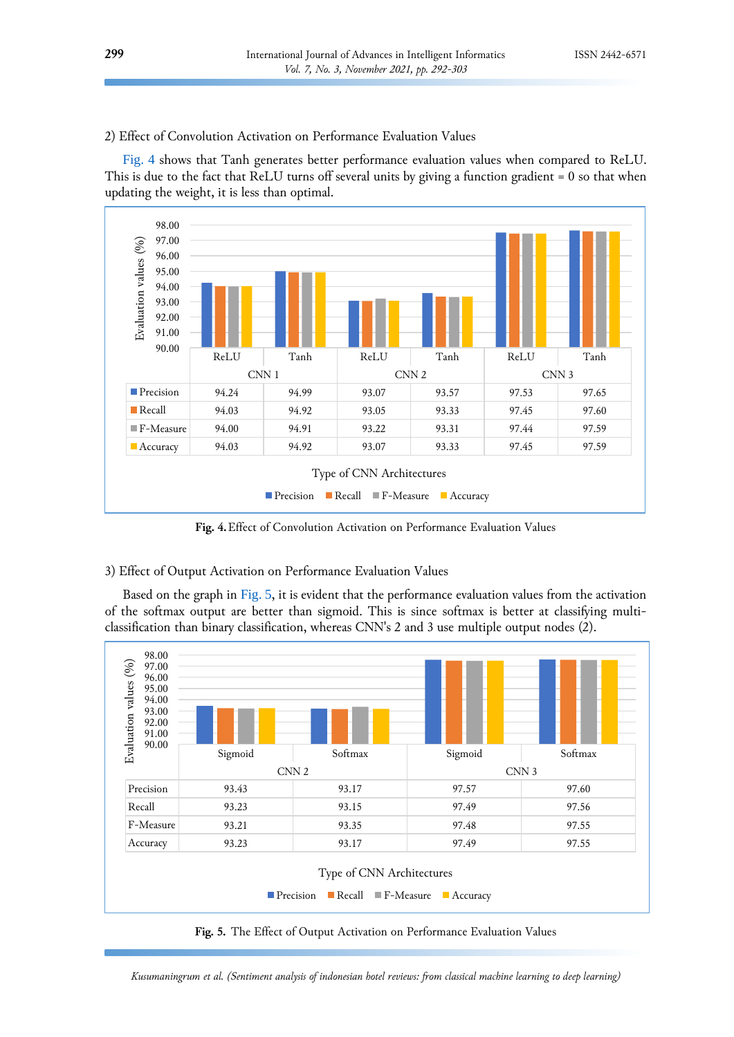2) Effect of Convolution Activation on Performance Evaluation Values

Fig. 4 shows that Tanh generates better performance evaluation values when compared to ReLU. This is due to the fact that ReLU turns off several units by giving a function gradient = 0 so that when updating the weight, it is less than optimal.

| | CNN 1 | | CNN 2 | | CNN 3 | |
|---|---|---|---|---|---|---|
| | ReLU | Tanh | ReLU | Tanh | ReLU | Tanh |
| Precision | 94.24 | 94.99 | 93.07 | 93.57 | 97.53 | 97.65 |
| Recall | 94.03 | 94.92 | 93.05 | 93.33 | 97.45 | 97.60 |
| F-Measure | 94.00 | 94.91 | 93.22 | 93.31 | 97.44 | 97.59 |
| Accuracy | 94.03 | 94.92 | 93.07 | 93.33 | 97.45 | 97.59 |

**Fig. 4.** Effect of Convolution Activation on Performance Evaluation Values

3) Effect of Output Activation on Performance Evaluation Values

Based on the graph in Fig. 5, it is evident that the performance evaluation values from the activation of the softmax output are better than sigmoid. This is since softmax is better at classifying multi-classification than binary classification, whereas CNN's 2 and 3 use multiple output nodes (2).

| | CNN 2 | | CNN 3 | |
|---|---|---|---|---|
| | Sigmoid | Softmax | Sigmoid | Softmax |
| Precision | 93.43 | 93.17 | 97.57 | 97.60 |
| Recall | 93.23 | 93.15 | 97.49 | 97.56 |
| F-Measure | 93.21 | 93.35 | 97.48 | 97.55 |
| Accuracy | 93.23 | 93.17 | 97.49 | 97.55 |

**Fig. 5.** The Effect of Output Activation on Performance Evaluation Values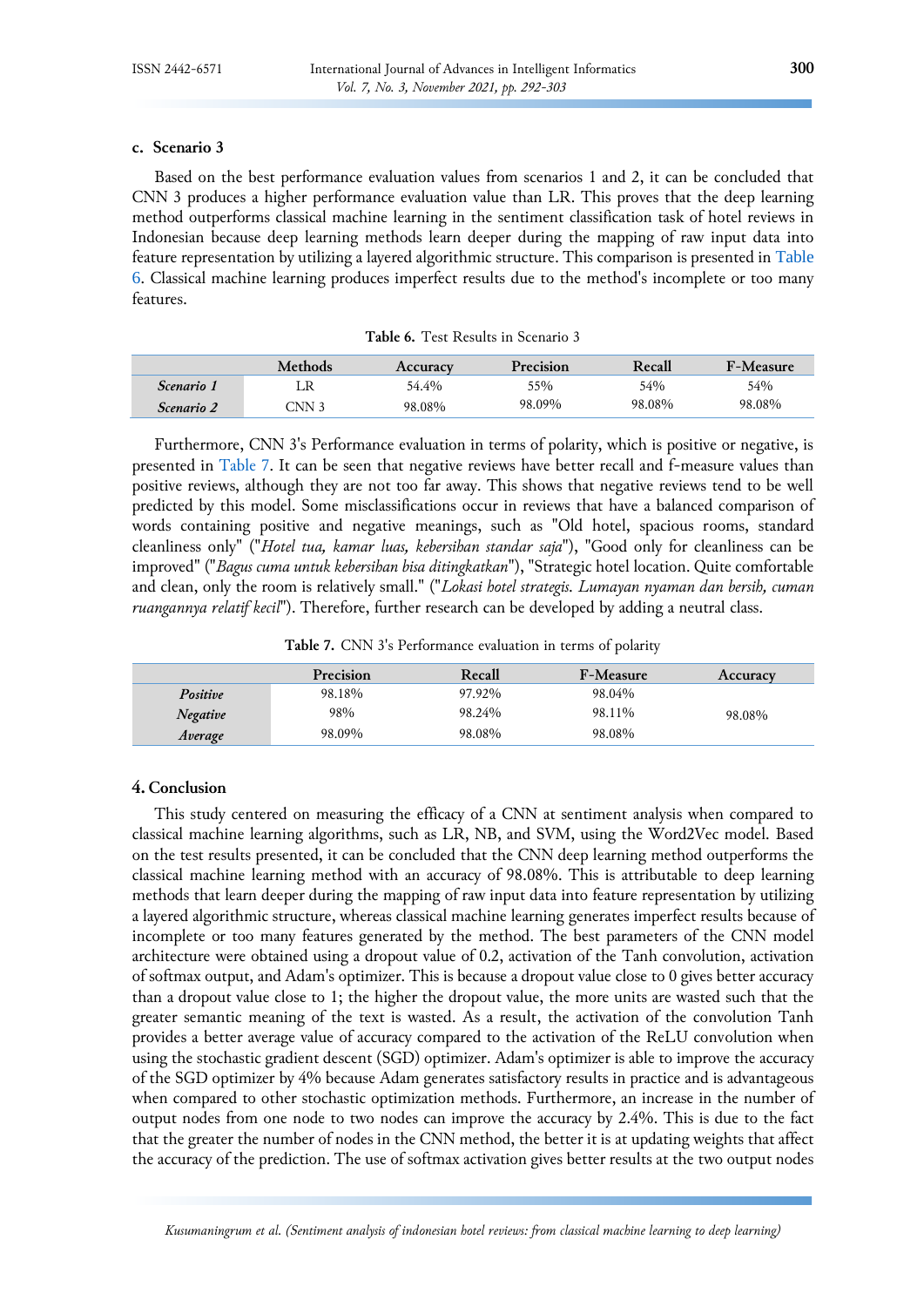### c. Scenario 3

Based on the best performance evaluation values from scenarios 1 and 2, it can be concluded that CNN 3 produces a higher performance evaluation value than LR. This proves that the deep learning method outperforms classical machine learning in the sentiment classification task of hotel reviews in Indonesian because deep learning methods learn deeper during the mapping of raw input data into feature representation by utilizing a layered algorithmic structure. This comparison is presented in Table 6. Classical machine learning produces imperfect results due to the method's incomplete or too many features.

**Table 6.** Test Results in Scenario 3

| | Methods | Accuracy | Precision | Recall | F-Measure |
|---|---|---|---|---|---|
| ***Scenario 1*** | LR | 54.4% | 55% | 54% | 54% |
| ***Scenario 2*** | CNN 3 | 98.08% | 98.09% | 98.08% | 98.08% |

Furthermore, CNN 3's Performance evaluation in terms of polarity, which is positive or negative, is presented in Table 7. It can be seen that negative reviews have better recall and f-measure values than positive reviews, although they are not too far away. This shows that negative reviews tend to be well predicted by this model. Some misclassifications occur in reviews that have a balanced comparison of words containing positive and negative meanings, such as "Old hotel, spacious rooms, standard cleanliness only" ("*Hotel tua, kamar luas, kebersihan standar saja*"), "Good only for cleanliness can be improved" ("*Bagus cuma untuk kebersihan bisa ditingkatkan*"), "Strategic hotel location. Quite comfortable and clean, only the room is relatively small." ("*Lokasi hotel strategis. Lumayan nyaman dan bersih, cuman ruangannya relatif kecil*"). Therefore, further research can be developed by adding a neutral class.

**Table 7.** CNN 3's Performance evaluation in terms of polarity

| | Precision | Recall | F-Measure | Accuracy |
|---|---|---|---|---|
| ***Positive*** | 98.18% | 97.92% | 98.04% | 98.08% |
| ***Negative*** | 98% | 98.24% | 98.11% | |
| ***Average*** | 98.09% | 98.08% | 98.08% | |

## 4. Conclusion

This study centered on measuring the efficacy of a CNN at sentiment analysis when compared to classical machine learning algorithms, such as LR, NB, and SVM, using the Word2Vec model. Based on the test results presented, it can be concluded that the CNN deep learning method outperforms the classical machine learning method with an accuracy of 98.08%. This is attributable to deep learning methods that learn deeper during the mapping of raw input data into feature representation by utilizing a layered algorithmic structure, whereas classical machine learning generates imperfect results because of incomplete or too many features generated by the method. The best parameters of the CNN model architecture were obtained using a dropout value of 0.2, activation of the Tanh convolution, activation of softmax output, and Adam's optimizer. This is because a dropout value close to 0 gives better accuracy than a dropout value close to 1; the higher the dropout value, the more units are wasted such that the greater semantic meaning of the text is wasted. As a result, the activation of the convolution Tanh provides a better average value of accuracy compared to the activation of the ReLU convolution when using the stochastic gradient descent (SGD) optimizer. Adam's optimizer is able to improve the accuracy of the SGD optimizer by 4% because Adam generates satisfactory results in practice and is advantageous when compared to other stochastic optimization methods. Furthermore, an increase in the number of output nodes from one node to two nodes can improve the accuracy by 2.4%. This is due to the fact that the greater the number of nodes in the CNN method, the better it is at updating weights that affect the accuracy of the prediction. The use of softmax activation gives better results at the two output nodes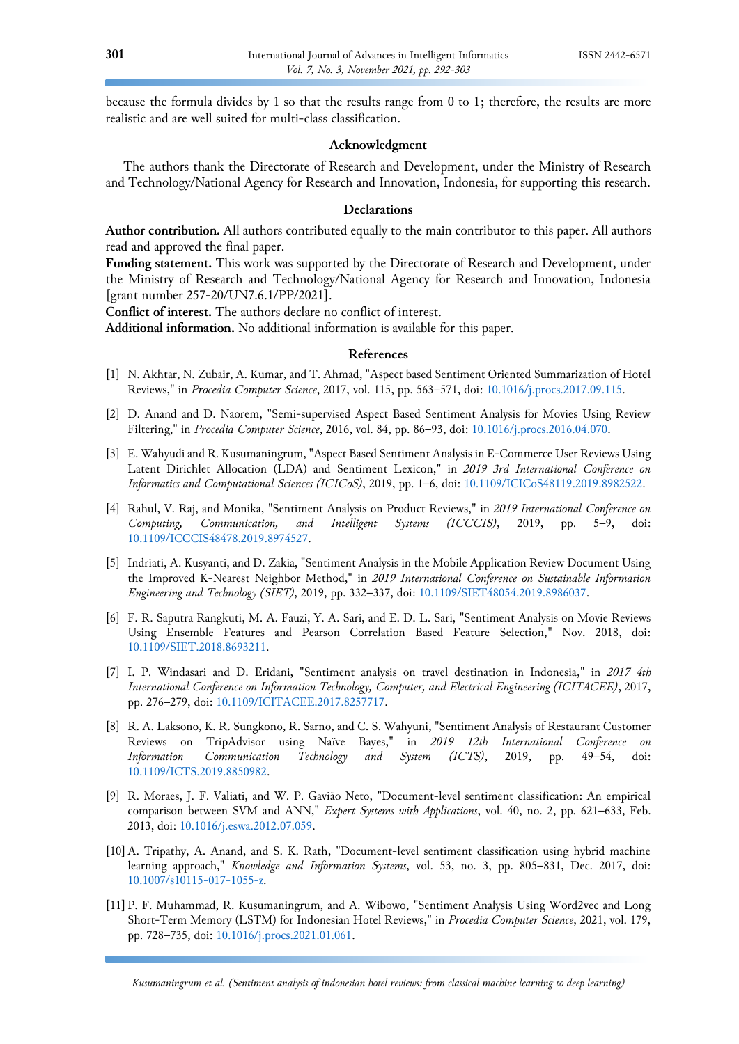because the formula divides by 1 so that the results range from 0 to 1; therefore, the results are more realistic and are well suited for multi-class classification.

## Acknowledgment

The authors thank the Directorate of Research and Development, under the Ministry of Research and Technology/National Agency for Research and Innovation, Indonesia, for supporting this research.

## Declarations

**Author contribution.** All authors contributed equally to the main contributor to this paper. All authors read and approved the final paper.

**Funding statement.** This work was supported by the Directorate of Research and Development, under the Ministry of Research and Technology/National Agency for Research and Innovation, Indonesia [grant number 257-20/UN7.6.1/PP/2021].

**Conflict of interest.** The authors declare no conflict of interest.

**Additional information.** No additional information is available for this paper.

## References

[1] N. Akhtar, N. Zubair, A. Kumar, and T. Ahmad, "Aspect based Sentiment Oriented Summarization of Hotel Reviews," in *Procedia Computer Science*, 2017, vol. 115, pp. 563–571, doi: 10.1016/j.procs.2017.09.115.

[2] D. Anand and D. Naorem, "Semi-supervised Aspect Based Sentiment Analysis for Movies Using Review Filtering," in *Procedia Computer Science*, 2016, vol. 84, pp. 86–93, doi: 10.1016/j.procs.2016.04.070.

[3] E. Wahyudi and R. Kusumaningrum, "Aspect Based Sentiment Analysis in E-Commerce User Reviews Using Latent Dirichlet Allocation (LDA) and Sentiment Lexicon," in *2019 3rd International Conference on Informatics and Computational Sciences (ICICoS)*, 2019, pp. 1–6, doi: 10.1109/ICICoS48119.2019.8982522.

[4] Rahul, V. Raj, and Monika, "Sentiment Analysis on Product Reviews," in *2019 International Conference on Computing, Communication, and Intelligent Systems (ICCCIS)*, 2019, pp. 5–9, doi: 10.1109/ICCCIS48478.2019.8974527.

[5] Indriati, A. Kusyanti, and D. Zakia, "Sentiment Analysis in the Mobile Application Review Document Using the Improved K-Nearest Neighbor Method," in *2019 International Conference on Sustainable Information Engineering and Technology (SIET)*, 2019, pp. 332–337, doi: 10.1109/SIET48054.2019.8986037.

[6] F. R. Saputra Rangkuti, M. A. Fauzi, Y. A. Sari, and E. D. L. Sari, "Sentiment Analysis on Movie Reviews Using Ensemble Features and Pearson Correlation Based Feature Selection," Nov. 2018, doi: 10.1109/SIET.2018.8693211.

[7] I. P. Windasari and D. Eridani, "Sentiment analysis on travel destination in Indonesia," in *2017 4th International Conference on Information Technology, Computer, and Electrical Engineering (ICITACEE)*, 2017, pp. 276–279, doi: 10.1109/ICITACEE.2017.8257717.

[8] R. A. Laksono, K. R. Sungkono, R. Sarno, and C. S. Wahyuni, "Sentiment Analysis of Restaurant Customer Reviews on TripAdvisor using Naïve Bayes," in *2019 12th International Conference on Information Communication Technology and System (ICTS)*, 2019, pp. 49–54, doi: 10.1109/ICTS.2019.8850982.

[9] R. Moraes, J. F. Valiati, and W. P. Gavião Neto, "Document-level sentiment classification: An empirical comparison between SVM and ANN," *Expert Systems with Applications*, vol. 40, no. 2, pp. 621–633, Feb. 2013, doi: 10.1016/j.eswa.2012.07.059.

[10] A. Tripathy, A. Anand, and S. K. Rath, "Document-level sentiment classification using hybrid machine learning approach," *Knowledge and Information Systems*, vol. 53, no. 3, pp. 805–831, Dec. 2017, doi: 10.1007/s10115-017-1055-z.

[11] P. F. Muhammad, R. Kusumaningrum, and A. Wibowo, "Sentiment Analysis Using Word2vec and Long Short-Term Memory (LSTM) for Indonesian Hotel Reviews," in *Procedia Computer Science*, 2021, vol. 179, pp. 728–735, doi: 10.1016/j.procs.2021.01.061.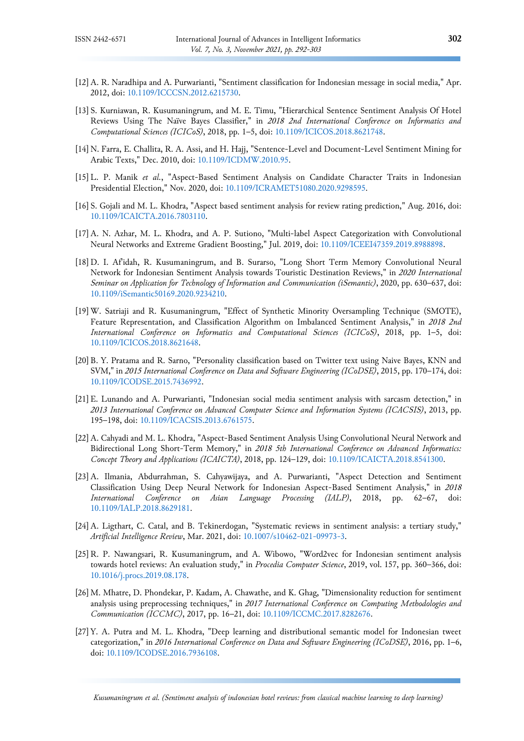[12] A. R. Naradhipa and A. Purwarianti, "Sentiment classification for Indonesian message in social media," Apr. 2012, doi: 10.1109/ICCCSN.2012.6215730.

[13] S. Kurniawan, R. Kusumaningrum, and M. E. Timu, "Hierarchical Sentence Sentiment Analysis Of Hotel Reviews Using The Naïve Bayes Classifier," in *2018 2nd International Conference on Informatics and Computational Sciences (ICICoS)*, 2018, pp. 1–5, doi: 10.1109/ICICOS.2018.8621748.

[14] N. Farra, E. Challita, R. A. Assi, and H. Hajj, "Sentence-Level and Document-Level Sentiment Mining for Arabic Texts," Dec. 2010, doi: 10.1109/ICDMW.2010.95.

[15] L. P. Manik *et al.*, "Aspect-Based Sentiment Analysis on Candidate Character Traits in Indonesian Presidential Election," Nov. 2020, doi: 10.1109/ICRAMET51080.2020.9298595.

[16] S. Gojali and M. L. Khodra, "Aspect based sentiment analysis for review rating prediction," Aug. 2016, doi: 10.1109/ICAICTA.2016.7803110.

[17] A. N. Azhar, M. L. Khodra, and A. P. Sutiono, "Multi-label Aspect Categorization with Convolutional Neural Networks and Extreme Gradient Boosting," Jul. 2019, doi: 10.1109/ICEEI47359.2019.8988898.

[18] D. I. Af'idah, R. Kusumaningrum, and B. Surarso, "Long Short Term Memory Convolutional Neural Network for Indonesian Sentiment Analysis towards Touristic Destination Reviews," in *2020 International Seminar on Application for Technology of Information and Communication (iSemantic)*, 2020, pp. 630–637, doi: 10.1109/iSemantic50169.2020.9234210.

[19] W. Satriaji and R. Kusumaningrum, "Effect of Synthetic Minority Oversampling Technique (SMOTE), Feature Representation, and Classification Algorithm on Imbalanced Sentiment Analysis," in *2018 2nd International Conference on Informatics and Computational Sciences (ICICoS)*, 2018, pp. 1–5, doi: 10.1109/ICICOS.2018.8621648.

[20] B. Y. Pratama and R. Sarno, "Personality classification based on Twitter text using Naive Bayes, KNN and SVM," in *2015 International Conference on Data and Software Engineering (ICoDSE)*, 2015, pp. 170–174, doi: 10.1109/ICODSE.2015.7436992.

[21] E. Lunando and A. Purwarianti, "Indonesian social media sentiment analysis with sarcasm detection," in *2013 International Conference on Advanced Computer Science and Information Systems (ICACSIS)*, 2013, pp. 195–198, doi: 10.1109/ICACSIS.2013.6761575.

[22] A. Cahyadi and M. L. Khodra, "Aspect-Based Sentiment Analysis Using Convolutional Neural Network and Bidirectional Long Short-Term Memory," in *2018 5th International Conference on Advanced Informatics: Concept Theory and Applications (ICAICTA)*, 2018, pp. 124–129, doi: 10.1109/ICAICTA.2018.8541300.

[23] A. Ilmania, Abdurrahman, S. Cahyawijaya, and A. Purwarianti, "Aspect Detection and Sentiment Classification Using Deep Neural Network for Indonesian Aspect-Based Sentiment Analysis," in *2018 International Conference on Asian Language Processing (IALP)*, 2018, pp. 62–67, doi: 10.1109/IALP.2018.8629181.

[24] A. Ligthart, C. Catal, and B. Tekinerdogan, "Systematic reviews in sentiment analysis: a tertiary study," *Artificial Intelligence Review*, Mar. 2021, doi: 10.1007/s10462-021-09973-3.

[25] R. P. Nawangsari, R. Kusumaningrum, and A. Wibowo, "Word2vec for Indonesian sentiment analysis towards hotel reviews: An evaluation study," in *Procedia Computer Science*, 2019, vol. 157, pp. 360–366, doi: 10.1016/j.procs.2019.08.178.

[26] M. Mhatre, D. Phondekar, P. Kadam, A. Chawathe, and K. Ghag, "Dimensionality reduction for sentiment analysis using preprocessing techniques," in *2017 International Conference on Computing Methodologies and Communication (ICCMC)*, 2017, pp. 16–21, doi: 10.1109/ICCMC.2017.8282676.

[27] Y. A. Putra and M. L. Khodra, "Deep learning and distributional semantic model for Indonesian tweet categorization," in *2016 International Conference on Data and Software Engineering (ICoDSE)*, 2016, pp. 1–6, doi: 10.1109/ICODSE.2016.7936108.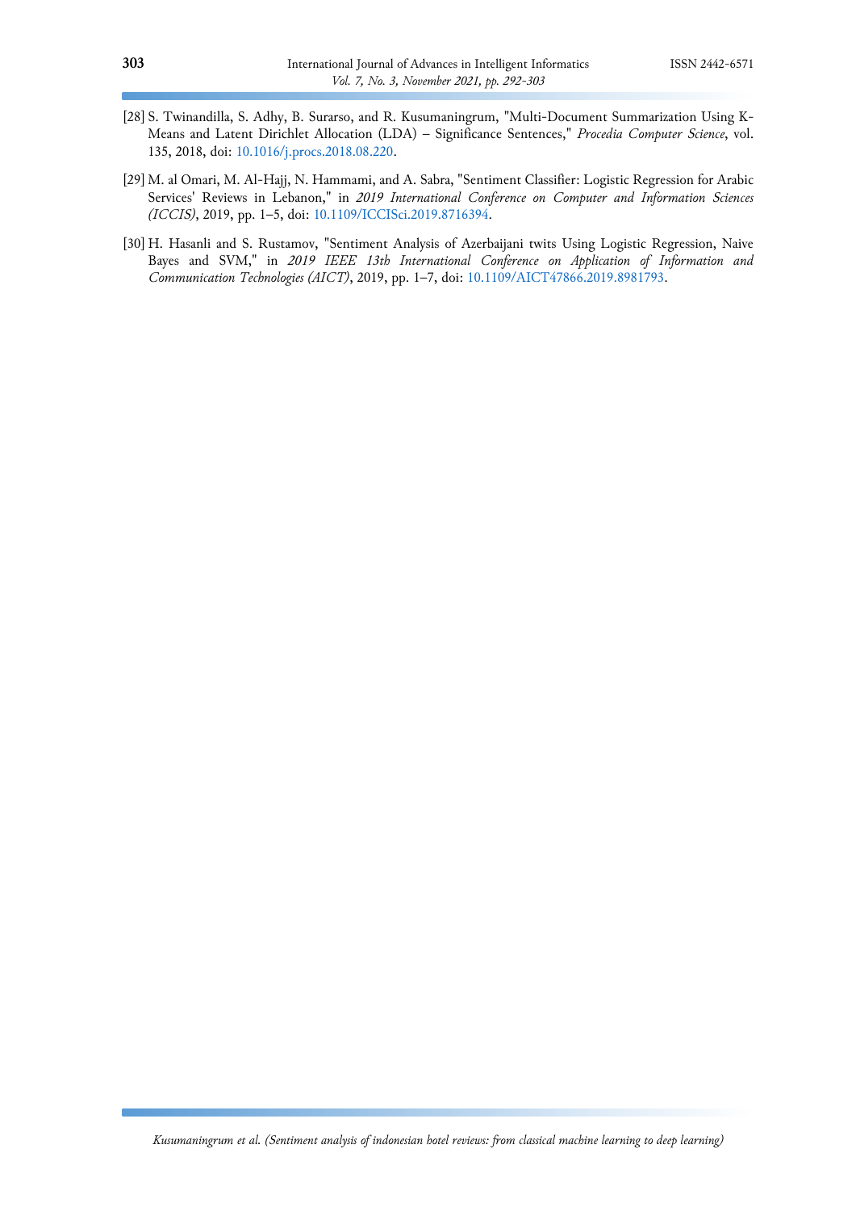[28] S. Twinandilla, S. Adhy, B. Surarso, and R. Kusumaningrum, "Multi-Document Summarization Using K-Means and Latent Dirichlet Allocation (LDA) – Significance Sentences," *Procedia Computer Science*, vol. 135, 2018, doi: 10.1016/j.procs.2018.08.220.

[29] M. al Omari, M. Al-Hajj, N. Hammami, and A. Sabra, "Sentiment Classifier: Logistic Regression for Arabic Services' Reviews in Lebanon," in *2019 International Conference on Computer and Information Sciences (ICCIS)*, 2019, pp. 1–5, doi: 10.1109/ICCISci.2019.8716394.

[30] H. Hasanli and S. Rustamov, "Sentiment Analysis of Azerbaijani twits Using Logistic Regression, Naive Bayes and SVM," in *2019 IEEE 13th International Conference on Application of Information and Communication Technologies (AICT)*, 2019, pp. 1–7, doi: 10.1109/AICT47866.2019.8981793.